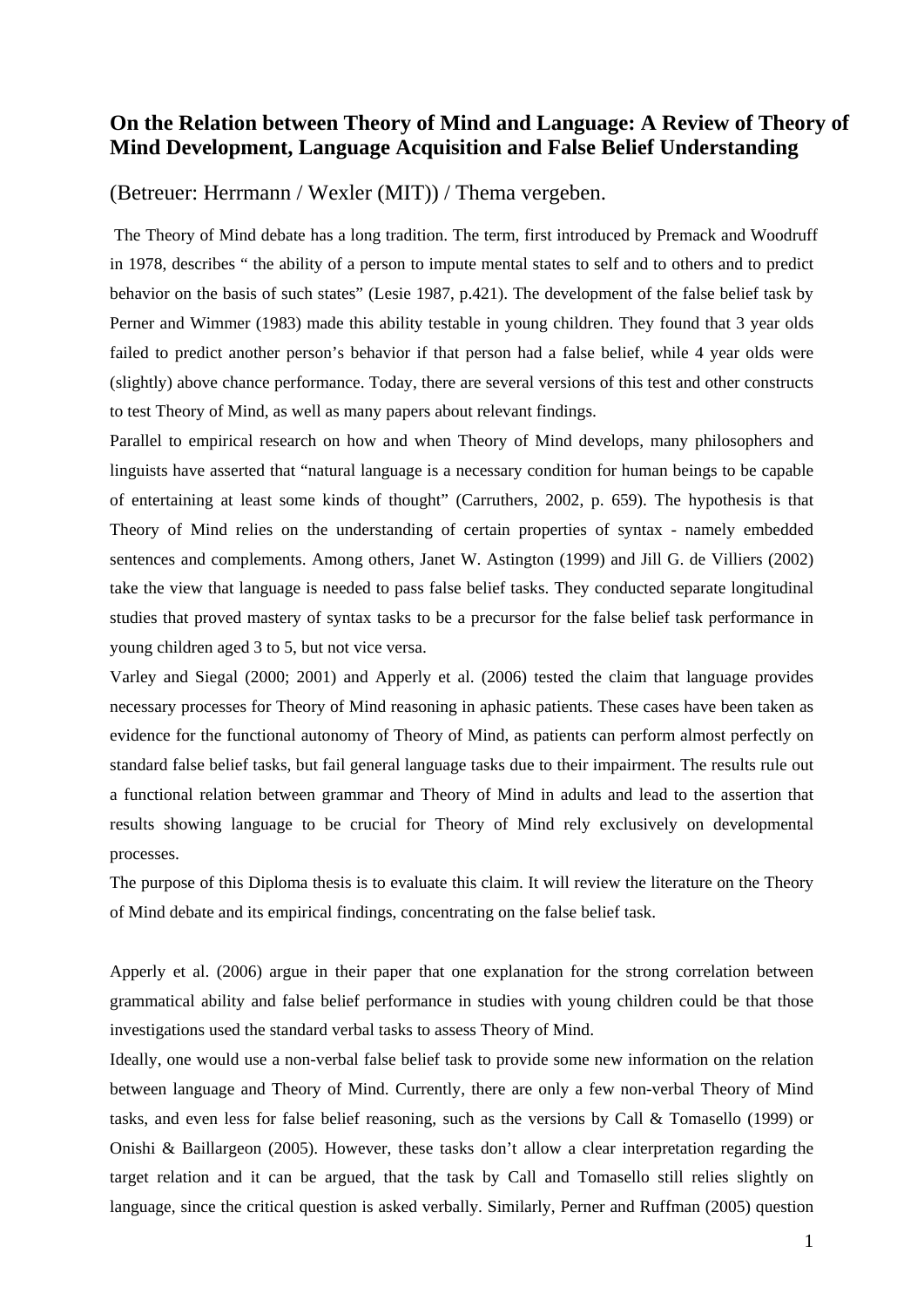# On the Relation between Theory of Mind and Language: A Review of Theory of Mind Development, Language Acquisition and False Belief Understanding

(Betreuer: Herrmann / Wexler (MIT)) / Thema vergeben.

The Theory of Mind debate has a long tradition. The term, first introduced by Premack and Woodruff in 1978, describes " the ability of a person to impute mental states to self and to others and to predict behavior on the basis of such states" (Lesie 1987, p.421). The development of the false belief task by Perner and Wimmer (1983) made this ability testable in young children. They found that 3 year olds failed to predict another person's behavior if that person had a false belief, while 4 year olds were (slightly) above chance performance. Today, there are several versions of this test and other constructs to test Theory of Mind, as well as many papers about relevant findings.

Parallel to empirical research on how and when Theory of Mind develops, many philosophers and linguists have asserted that "natural language is a necessary condition for human beings to be capable of entertaining at least some kinds of thought" (Carruthers, 2002, p. 659). The hypothesis is that Theory of Mind relies on the understanding of certain properties of syntax - namely embedded sentences and complements. Among others, Janet W. Astington (1999) and Jill G. de Villiers (2002) take the view that language is needed to pass false belief tasks. They conducted separate longitudinal studies that proved mastery of syntax tasks to be a precursor for the false belief task performance in young children aged 3 to 5, but not vice versa.

Varley and Siegal (2000; 2001) and Apperly et al. (2006) tested the claim that language provides necessary processes for Theory of Mind reasoning in aphasic patients. These cases have been taken as evidence for the functional autonomy of Theory of Mind, as patients can perform almost perfectly on standard false belief tasks, but fail general language tasks due to their impairment. The results rule out a functional relation between grammar and Theory of Mind in adults and lead to the assertion that results showing language to be crucial for Theory of Mind rely exclusively on developmental processes.

The purpose of this Diploma thesis is to evaluate this claim. It will review the literature on the Theory of Mind debate and its empirical findings, concentrating on the false belief task.

Apperly et al. (2006) argue in their paper that one explanation for the strong correlation between grammatical ability and false belief performance in studies with young children could be that those investigations used the standard verbal tasks to assess Theory of Mind.

Ideally, one would use a non-verbal false belief task to provide some new information on the relation between language and Theory of Mind. Currently, there are only a few non-verbal Theory of Mind tasks, and even less for false belief reasoning, such as the versions by Call & Tomasello (1999) or Onishi & Baillargeon (2005). However, these tasks don't allow a clear interpretation regarding the target relation and it can be argued, that the task by Call and Tomasello still relies slightly on language, since the critical question is asked verbally. Similarly, Perner and Ruffman (2005) question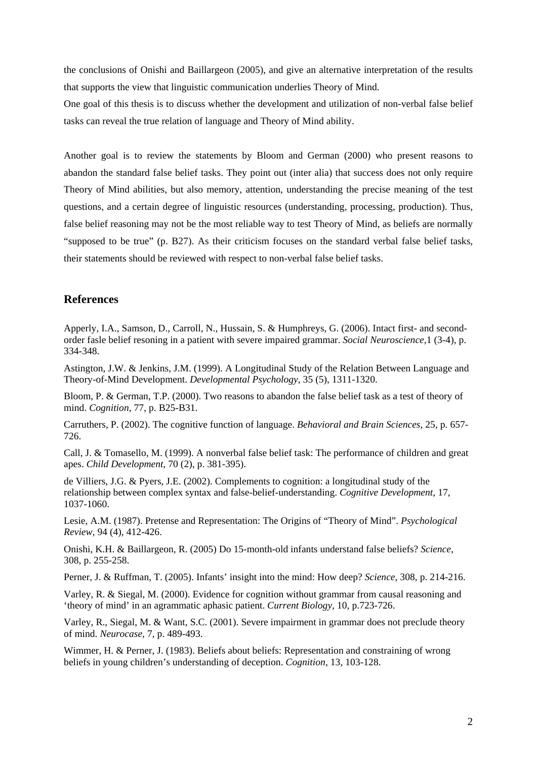the conclusions of Onishi and Baillargeon (2005), and give an alternative interpretation of the results that supports the view that linguistic communication underlies Theory of Mind.

One goal of this thesis is to discuss whether the development and utilization of non-verbal false belief tasks can reveal the true relation of language and Theory of Mind ability.

Another goal is to review the statements by Bloom and German (2000) who present reasons to abandon the standard false belief tasks. They point out (inter alia) that success does not only require Theory of Mind abilities, but also memory, attention, understanding the precise meaning of the test questions, and a certain degree of linguistic resources (understanding, processing, production). Thus, false belief reasoning may not be the most reliable way to test Theory of Mind, as beliefs are normally "supposed to be true" (p. B27). As their criticism focuses on the standard verbal false belief tasks, their statements should be reviewed with respect to non-verbal false belief tasks.

## References

Apperly, I.A., Samson, D., Carroll, N., Hussain, S. & Humphreys, G. (2006). Intact first- and second-order fasle belief resoning in a patient with severe impaired grammar. *Social Neuroscience*,1 (3-4), p. 334-348.

Astington, J.W. & Jenkins, J.M. (1999). A Longitudinal Study of the Relation Between Language and Theory-of-Mind Development. *Developmental Psychology*, 35 (5), 1311-1320.

Bloom, P. & German, T.P. (2000). Two reasons to abandon the false belief task as a test of theory of mind. *Cognition*, 77, p. B25-B31.

Carruthers, P. (2002). The cognitive function of language. *Behavioral and Brain Sciences*, 25, p. 657-726.

Call, J. & Tomasello, M. (1999). A nonverbal false belief task: The performance of children and great apes. *Child Development*, 70 (2), p. 381-395).

de Villiers, J.G. & Pyers, J.E. (2002). Complements to cognition: a longitudinal study of the relationship between complex syntax and false-belief-understanding. *Cognitive Development*, 17, 1037-1060.

Lesie, A.M. (1987). Pretense and Representation: The Origins of "Theory of Mind". *Psychological Review*, 94 (4), 412-426.

Onishi, K.H. & Baillargeon, R. (2005) Do 15-month-old infants understand false beliefs? *Science*, 308, p. 255-258.

Perner, J. & Ruffman, T. (2005). Infants' insight into the mind: How deep? *Science*, 308, p. 214-216.

Varley, R. & Siegal, M. (2000). Evidence for cognition without grammar from causal reasoning and 'theory of mind' in an agrammatic aphasic patient. *Current Biology*, 10, p.723-726.

Varley, R., Siegal, M. & Want, S.C. (2001). Severe impairment in grammar does not preclude theory of mind. *Neurocase*, 7, p. 489-493.

Wimmer, H. & Perner, J. (1983). Beliefs about beliefs: Representation and constraining of wrong beliefs in young children's understanding of deception. *Cognition*, 13, 103-128.